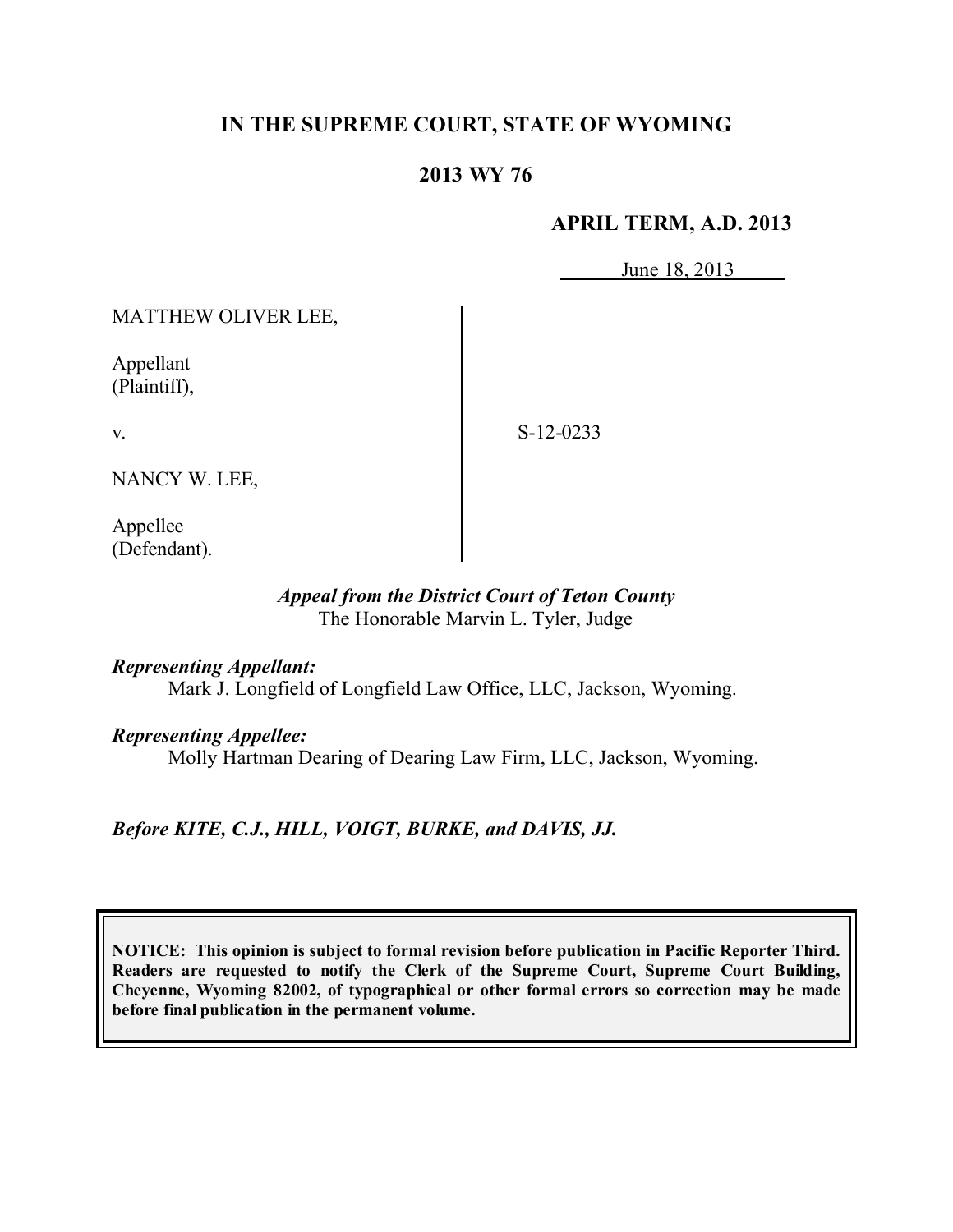# IN THE SUPREME COURT, STATE OF WYOMING

## 2013 WY 76

**APRIL TERM, A.D. 2013**

June 18, 2013

MATTHEW OLIVER LEE,

Appellant
(Plaintiff),

v.

S-12-0233

NANCY W. LEE,

Appellee
(Defendant).

*Appeal from the District Court of Teton County*
The Honorable Marvin L. Tyler, Judge

***Representing Appellant:***
Mark J. Longfield of Longfield Law Office, LLC, Jackson, Wyoming.

***Representing Appellee:***
Molly Hartman Dearing of Dearing Law Firm, LLC, Jackson, Wyoming.

***Before KITE, C.J., HILL, VOIGT, BURKE, and DAVIS, JJ.***

**NOTICE: This opinion is subject to formal revision before publication in Pacific Reporter Third. Readers are requested to notify the Clerk of the Supreme Court, Supreme Court Building, Cheyenne, Wyoming 82002, of typographical or other formal errors so correction may be made before final publication in the permanent volume.**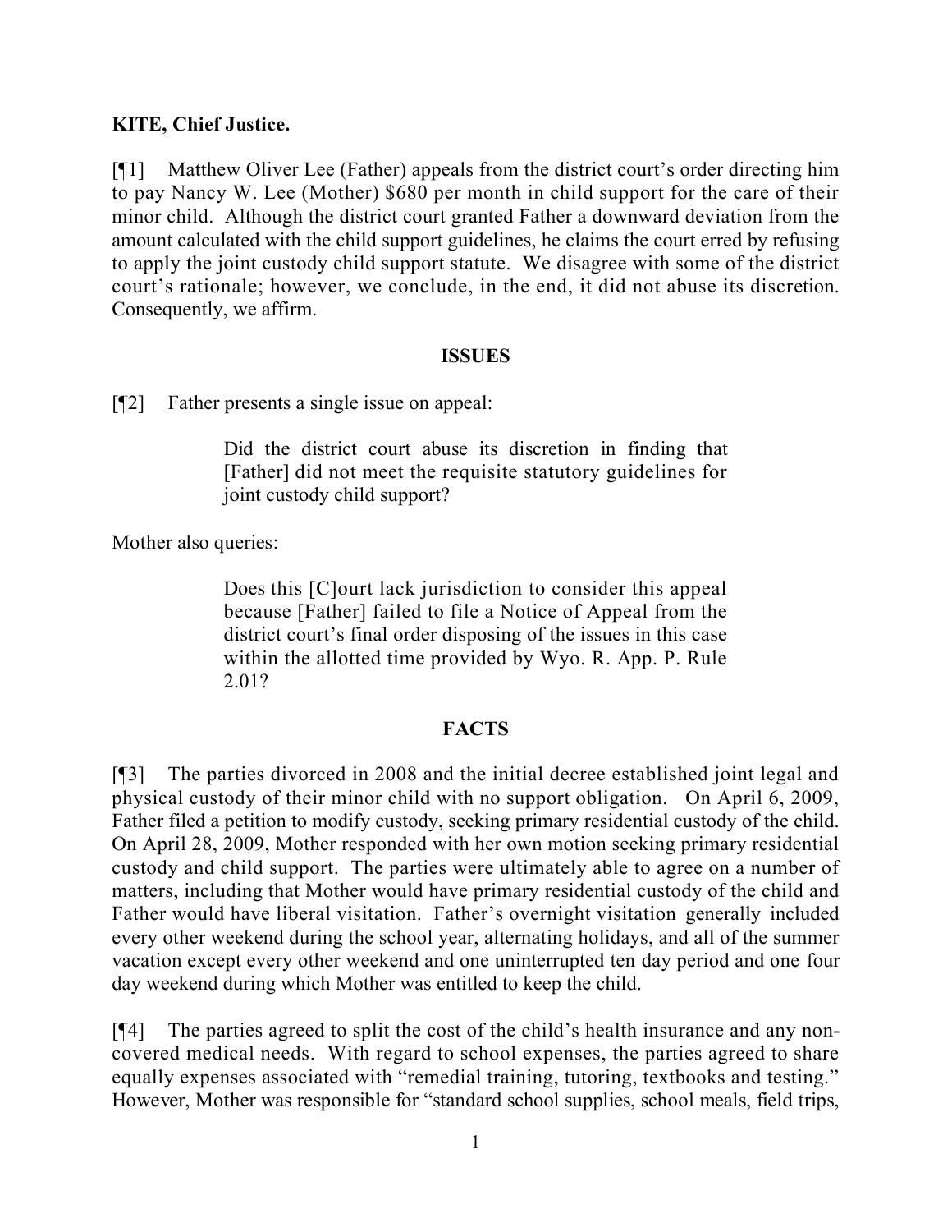**KITE, Chief Justice.**

[¶1] Matthew Oliver Lee (Father) appeals from the district court's order directing him to pay Nancy W. Lee (Mother) $680 per month in child support for the care of their minor child. Although the district court granted Father a downward deviation from the amount calculated with the child support guidelines, he claims the court erred by refusing to apply the joint custody child support statute. We disagree with some of the district court's rationale; however, we conclude, in the end, it did not abuse its discretion. Consequently, we affirm.

## ISSUES

[¶2] Father presents a single issue on appeal:

> Did the district court abuse its discretion in finding that [Father] did not meet the requisite statutory guidelines for joint custody child support?

Mother also queries:

> Does this [C]ourt lack jurisdiction to consider this appeal because [Father] failed to file a Notice of Appeal from the district court's final order disposing of the issues in this case within the allotted time provided by Wyo. R. App. P. Rule 2.01?

## FACTS

[¶3] The parties divorced in 2008 and the initial decree established joint legal and physical custody of their minor child with no support obligation. On April 6, 2009, Father filed a petition to modify custody, seeking primary residential custody of the child. On April 28, 2009, Mother responded with her own motion seeking primary residential custody and child support. The parties were ultimately able to agree on a number of matters, including that Mother would have primary residential custody of the child and Father would have liberal visitation. Father's overnight visitation generally included every other weekend during the school year, alternating holidays, and all of the summer vacation except every other weekend and one uninterrupted ten day period and one four day weekend during which Mother was entitled to keep the child.

[¶4] The parties agreed to split the cost of the child's health insurance and any non-covered medical needs. With regard to school expenses, the parties agreed to share equally expenses associated with "remedial training, tutoring, textbooks and testing." However, Mother was responsible for "standard school supplies, school meals, field trips,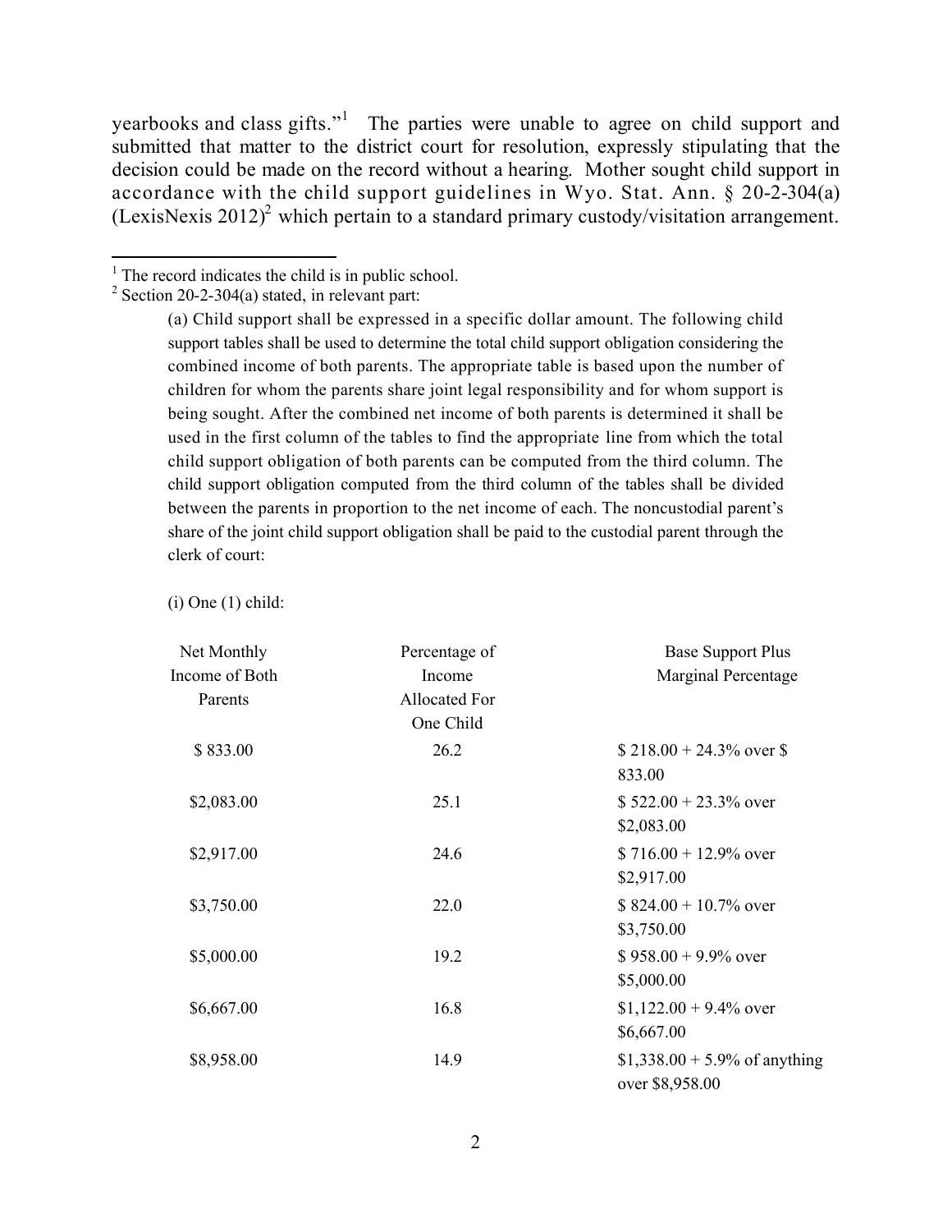yearbooks and class gifts."[1] The parties were unable to agree on child support and submitted that matter to the district court for resolution, expressly stipulating that the decision could be made on the record without a hearing. Mother sought child support in accordance with the child support guidelines in Wyo. Stat. Ann. § 20-2-304(a) (LexisNexis 2012)[2] which pertain to a standard primary custody/visitation arrangement.

---

[1] The record indicates the child is in public school.

[2] Section 20-2-304(a) stated, in relevant part:

> (a) Child support shall be expressed in a specific dollar amount. The following child support tables shall be used to determine the total child support obligation considering the combined income of both parents. The appropriate table is based upon the number of children for whom the parents share joint legal responsibility and for whom support is being sought. After the combined net income of both parents is determined it shall be used in the first column of the tables to find the appropriate line from which the total child support obligation of both parents can be computed from the third column. The child support obligation computed from the third column of the tables shall be divided between the parents in proportion to the net income of each. The noncustodial parent's share of the joint child support obligation shall be paid to the custodial parent through the clerk of court:
>
> (i) One (1) child:

| Net Monthly Income of Both Parents | Percentage of Income Allocated For One Child | Base Support Plus Marginal Percentage |
|---|---|---|
| $ 833.00 | 26.2 | $ 218.00 + 24.3% over $ 833.00 |
| $2,083.00 | 25.1 | $ 522.00 + 23.3% over $2,083.00 |
| $2,917.00 | 24.6 | $ 716.00 + 12.9% over $2,917.00 |
| $3,750.00 | 22.0 | $ 824.00 + 10.7% over $3,750.00 |
| $5,000.00 | 19.2 | $ 958.00 + 9.9% over $5,000.00 |
| $6,667.00 | 16.8 | $1,122.00 + 9.4% over $6,667.00 |
| $8,958.00 | 14.9 | $1,338.00 + 5.9% of anything over $8,958.00 |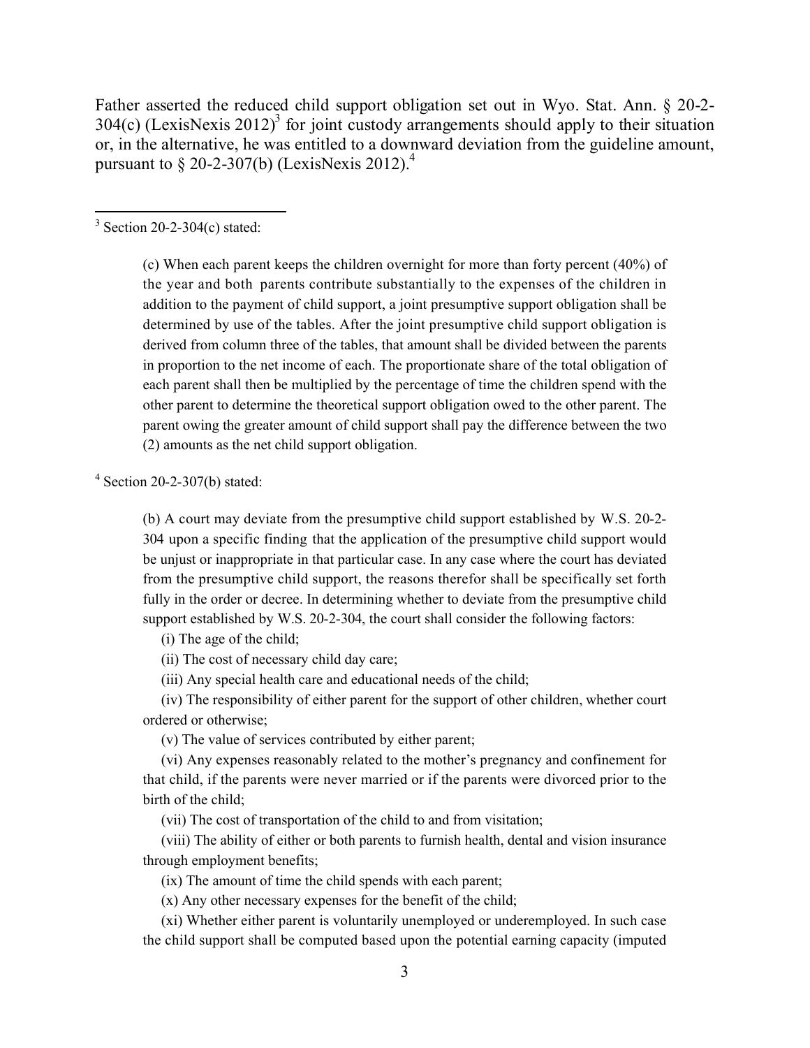Father asserted the reduced child support obligation set out in Wyo. Stat. Ann. § 20-2-304(c) (LexisNexis 2012)[3] for joint custody arrangements should apply to their situation or, in the alternative, he was entitled to a downward deviation from the guideline amount, pursuant to § 20-2-307(b) (LexisNexis 2012).[4]

---

[3] Section 20-2-304(c) stated:

> (c) When each parent keeps the children overnight for more than forty percent (40%) of the year and both parents contribute substantially to the expenses of the children in addition to the payment of child support, a joint presumptive support obligation shall be determined by use of the tables. After the joint presumptive child support obligation is derived from column three of the tables, that amount shall be divided between the parents in proportion to the net income of each. The proportionate share of the total obligation of each parent shall then be multiplied by the percentage of time the children spend with the other parent to determine the theoretical support obligation owed to the other parent. The parent owing the greater amount of child support shall pay the difference between the two (2) amounts as the net child support obligation.

[4] Section 20-2-307(b) stated:

> (b) A court may deviate from the presumptive child support established by W.S. 20-2-304 upon a specific finding that the application of the presumptive child support would be unjust or inappropriate in that particular case. In any case where the court has deviated from the presumptive child support, the reasons therefor shall be specifically set forth fully in the order or decree. In determining whether to deviate from the presumptive child support established by W.S. 20-2-304, the court shall consider the following factors:
>
> (i) The age of the child;
>
> (ii) The cost of necessary child day care;
>
> (iii) Any special health care and educational needs of the child;
>
> (iv) The responsibility of either parent for the support of other children, whether court ordered or otherwise;
>
> (v) The value of services contributed by either parent;
>
> (vi) Any expenses reasonably related to the mother's pregnancy and confinement for that child, if the parents were never married or if the parents were divorced prior to the birth of the child;
>
> (vii) The cost of transportation of the child to and from visitation;
>
> (viii) The ability of either or both parents to furnish health, dental and vision insurance through employment benefits;
>
> (ix) The amount of time the child spends with each parent;
>
> (x) Any other necessary expenses for the benefit of the child;
>
> (xi) Whether either parent is voluntarily unemployed or underemployed. In such case the child support shall be computed based upon the potential earning capacity (imputed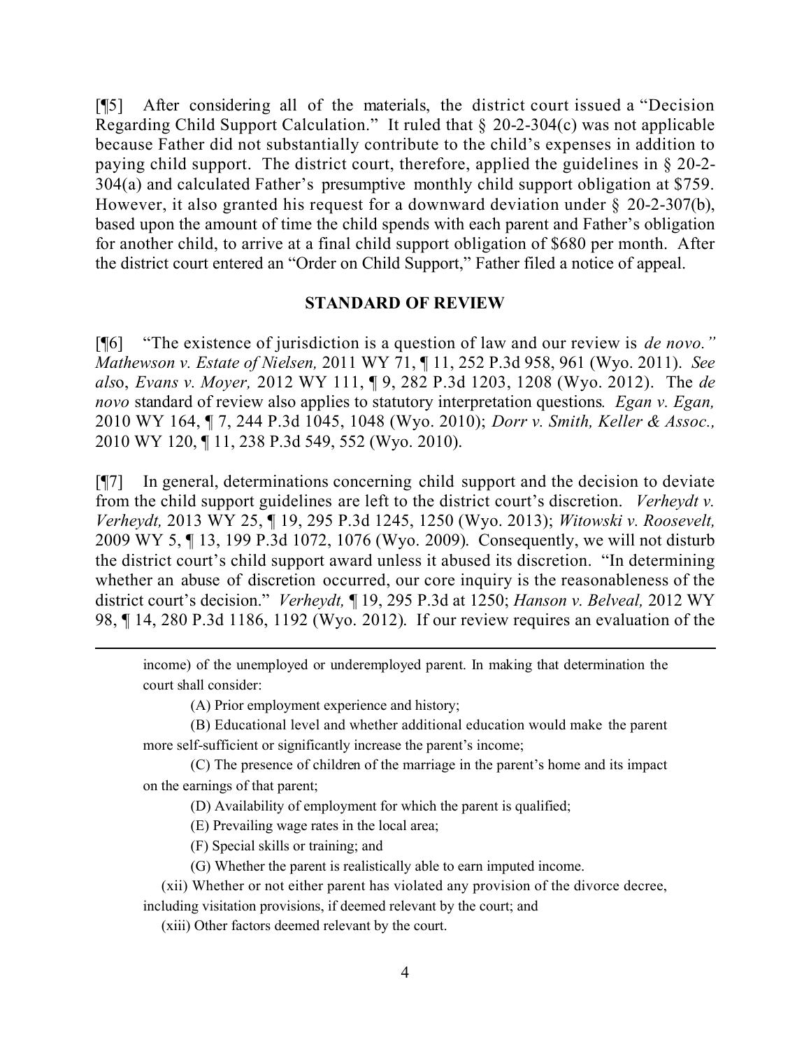[¶5] After considering all of the materials, the district court issued a "Decision Regarding Child Support Calculation." It ruled that § 20-2-304(c) was not applicable because Father did not substantially contribute to the child's expenses in addition to paying child support. The district court, therefore, applied the guidelines in § 20-2-304(a) and calculated Father's presumptive monthly child support obligation at $759. However, it also granted his request for a downward deviation under § 20-2-307(b), based upon the amount of time the child spends with each parent and Father's obligation for another child, to arrive at a final child support obligation of $680 per month. After the district court entered an "Order on Child Support," Father filed a notice of appeal.

## STANDARD OF REVIEW

[¶6] "The existence of jurisdiction is a question of law and our review is *de novo." Mathewson v. Estate of Nielsen,* 2011 WY 71, ¶ 11, 252 P.3d 958, 961 (Wyo. 2011). *See also*, *Evans v. Moyer,* 2012 WY 111, ¶ 9, 282 P.3d 1203, 1208 (Wyo. 2012). The *de novo* standard of review also applies to statutory interpretation questions. *Egan v. Egan,* 2010 WY 164, ¶ 7, 244 P.3d 1045, 1048 (Wyo. 2010); *Dorr v. Smith, Keller & Assoc.,* 2010 WY 120, ¶ 11, 238 P.3d 549, 552 (Wyo. 2010).

[¶7] In general, determinations concerning child support and the decision to deviate from the child support guidelines are left to the district court's discretion. *Verheydt v. Verheydt,* 2013 WY 25, ¶ 19, 295 P.3d 1245, 1250 (Wyo. 2013); *Witowski v. Roosevelt,* 2009 WY 5, ¶ 13, 199 P.3d 1072, 1076 (Wyo. 2009). Consequently, we will not disturb the district court's child support award unless it abused its discretion. "In determining whether an abuse of discretion occurred, our core inquiry is the reasonableness of the district court's decision." *Verheydt,* ¶ 19, 295 P.3d at 1250; *Hanson v. Belveal,* 2012 WY 98, ¶ 14, 280 P.3d 1186, 1192 (Wyo. 2012). If our review requires an evaluation of the

---

income) of the unemployed or underemployed parent. In making that determination the court shall consider:

(A) Prior employment experience and history;

(B) Educational level and whether additional education would make the parent more self-sufficient or significantly increase the parent's income;

(C) The presence of children of the marriage in the parent's home and its impact on the earnings of that parent;

(D) Availability of employment for which the parent is qualified;

(E) Prevailing wage rates in the local area;

(F) Special skills or training; and

(G) Whether the parent is realistically able to earn imputed income.

(xii) Whether or not either parent has violated any provision of the divorce decree, including visitation provisions, if deemed relevant by the court; and

(xiii) Other factors deemed relevant by the court.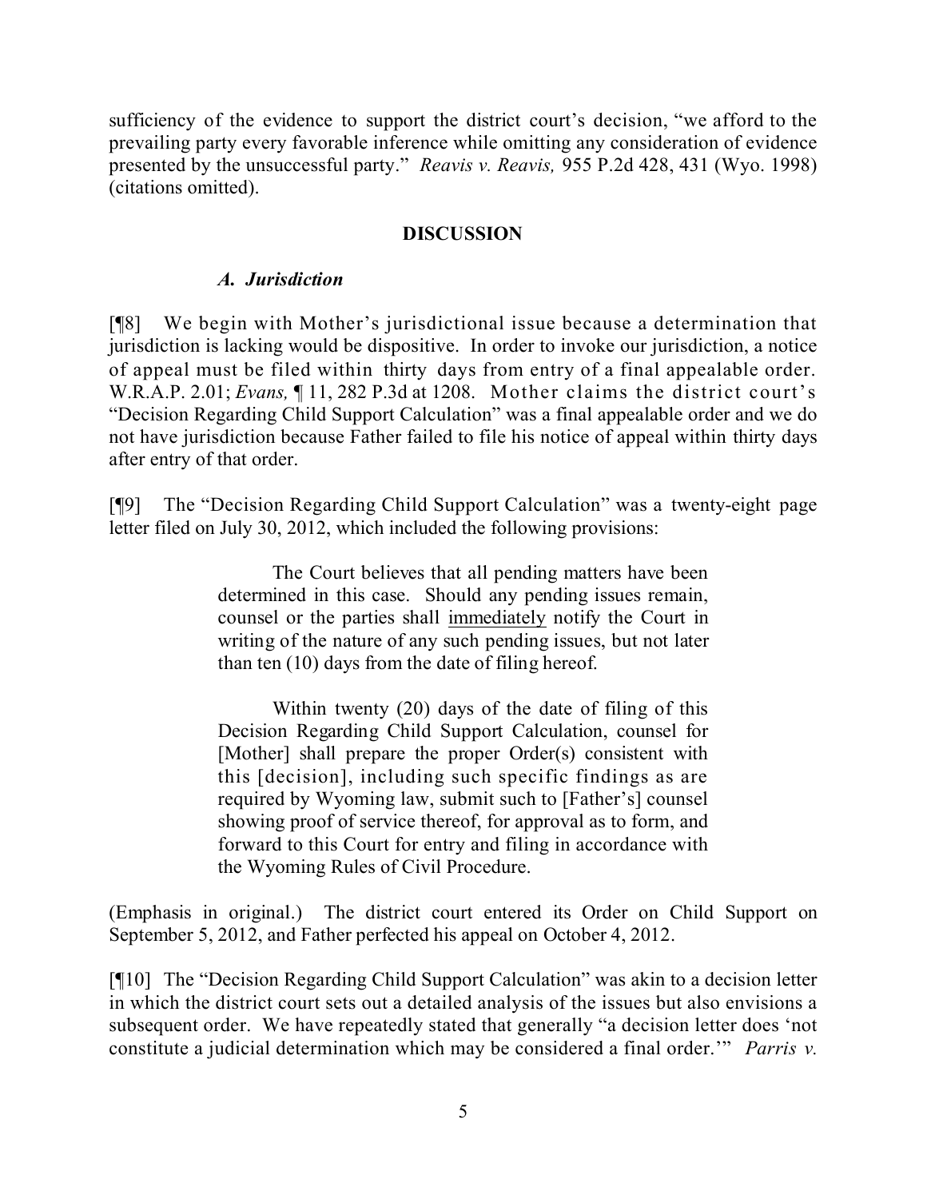sufficiency of the evidence to support the district court's decision, "we afford to the prevailing party every favorable inference while omitting any consideration of evidence presented by the unsuccessful party." *Reavis v. Reavis,* 955 P.2d 428, 431 (Wyo. 1998) (citations omitted).

## DISCUSSION

### *A. Jurisdiction*

[¶8] We begin with Mother's jurisdictional issue because a determination that jurisdiction is lacking would be dispositive. In order to invoke our jurisdiction, a notice of appeal must be filed within thirty days from entry of a final appealable order. W.R.A.P. 2.01; *Evans,* ¶ 11, 282 P.3d at 1208. Mother claims the district court's "Decision Regarding Child Support Calculation" was a final appealable order and we do not have jurisdiction because Father failed to file his notice of appeal within thirty days after entry of that order.

[¶9] The "Decision Regarding Child Support Calculation" was a twenty-eight page letter filed on July 30, 2012, which included the following provisions:

> The Court believes that all pending matters have been determined in this case. Should any pending issues remain, counsel or the parties shall <u>immediately</u> notify the Court in writing of the nature of any such pending issues, but not later than ten (10) days from the date of filing hereof.
>
> Within twenty (20) days of the date of filing of this Decision Regarding Child Support Calculation, counsel for [Mother] shall prepare the proper Order(s) consistent with this [decision], including such specific findings as are required by Wyoming law, submit such to [Father's] counsel showing proof of service thereof, for approval as to form, and forward to this Court for entry and filing in accordance with the Wyoming Rules of Civil Procedure.

(Emphasis in original.) The district court entered its Order on Child Support on September 5, 2012, and Father perfected his appeal on October 4, 2012.

[¶10] The "Decision Regarding Child Support Calculation" was akin to a decision letter in which the district court sets out a detailed analysis of the issues but also envisions a subsequent order. We have repeatedly stated that generally "a decision letter does 'not constitute a judicial determination which may be considered a final order.'" *Parris v.*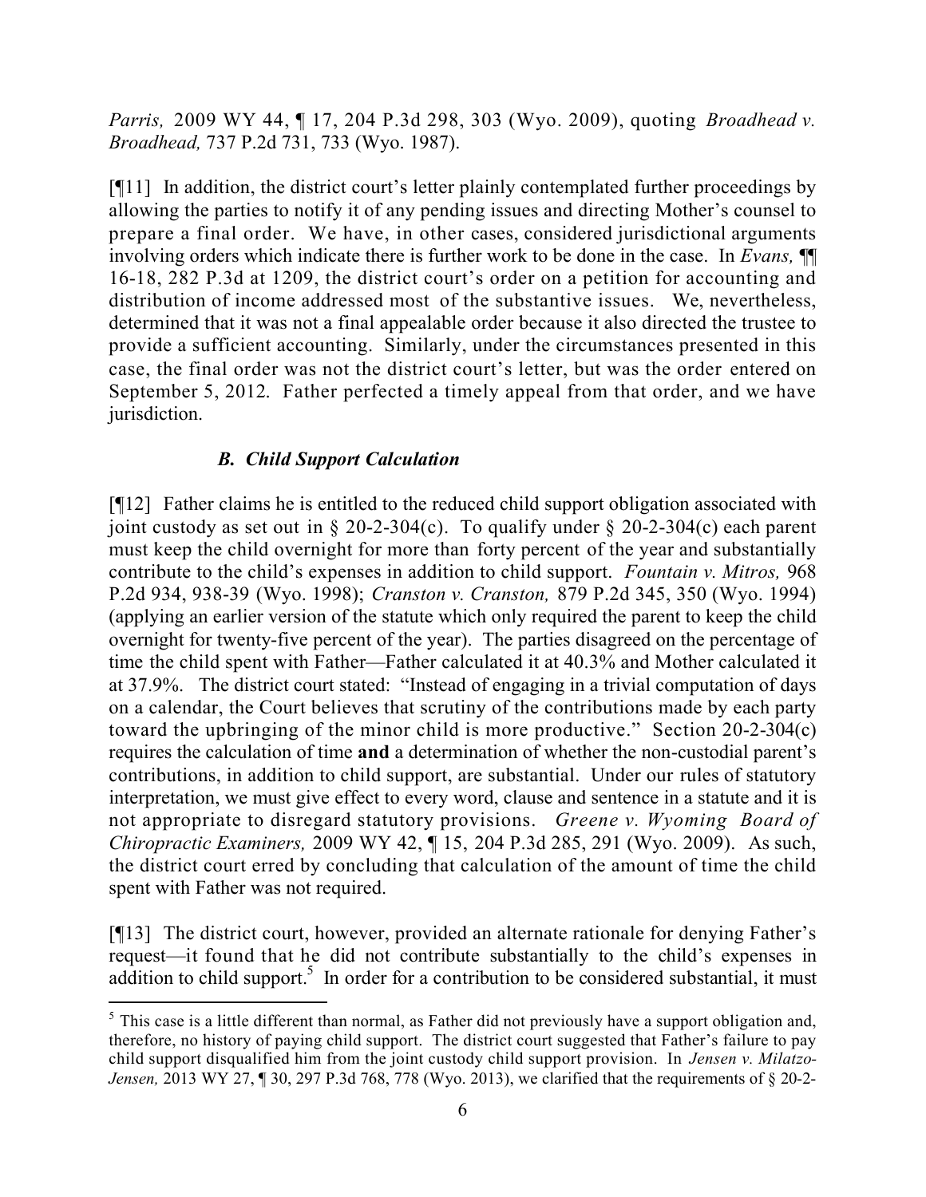*Parris,* 2009 WY 44, ¶ 17, 204 P.3d 298, 303 (Wyo. 2009), quoting *Broadhead v. Broadhead,* 737 P.2d 731, 733 (Wyo. 1987).

[¶11] In addition, the district court's letter plainly contemplated further proceedings by allowing the parties to notify it of any pending issues and directing Mother's counsel to prepare a final order. We have, in other cases, considered jurisdictional arguments involving orders which indicate there is further work to be done in the case. In *Evans,* ¶¶ 16-18, 282 P.3d at 1209, the district court's order on a petition for accounting and distribution of income addressed most of the substantive issues. We, nevertheless, determined that it was not a final appealable order because it also directed the trustee to provide a sufficient accounting. Similarly, under the circumstances presented in this case, the final order was not the district court's letter, but was the order entered on September 5, 2012. Father perfected a timely appeal from that order, and we have jurisdiction.

### *B. Child Support Calculation*

[¶12] Father claims he is entitled to the reduced child support obligation associated with joint custody as set out in § 20-2-304(c). To qualify under § 20-2-304(c) each parent must keep the child overnight for more than forty percent of the year and substantially contribute to the child's expenses in addition to child support. *Fountain v. Mitros,* 968 P.2d 934, 938-39 (Wyo. 1998); *Cranston v. Cranston,* 879 P.2d 345, 350 (Wyo. 1994) (applying an earlier version of the statute which only required the parent to keep the child overnight for twenty-five percent of the year). The parties disagreed on the percentage of time the child spent with Father—Father calculated it at 40.3% and Mother calculated it at 37.9%. The district court stated: "Instead of engaging in a trivial computation of days on a calendar, the Court believes that scrutiny of the contributions made by each party toward the upbringing of the minor child is more productive." Section 20-2-304(c) requires the calculation of time **and** a determination of whether the non-custodial parent's contributions, in addition to child support, are substantial. Under our rules of statutory interpretation, we must give effect to every word, clause and sentence in a statute and it is not appropriate to disregard statutory provisions. *Greene v. Wyoming Board of Chiropractic Examiners,* 2009 WY 42, ¶ 15, 204 P.3d 285, 291 (Wyo. 2009). As such, the district court erred by concluding that calculation of the amount of time the child spent with Father was not required.

[¶13] The district court, however, provided an alternate rationale for denying Father's request—it found that he did not contribute substantially to the child's expenses in addition to child support.[5] In order for a contribution to be considered substantial, it must

---

[5] This case is a little different than normal, as Father did not previously have a support obligation and, therefore, no history of paying child support. The district court suggested that Father's failure to pay child support disqualified him from the joint custody child support provision. In *Jensen v. Milatzo-Jensen,* 2013 WY 27, ¶ 30, 297 P.3d 768, 778 (Wyo. 2013), we clarified that the requirements of § 20-2-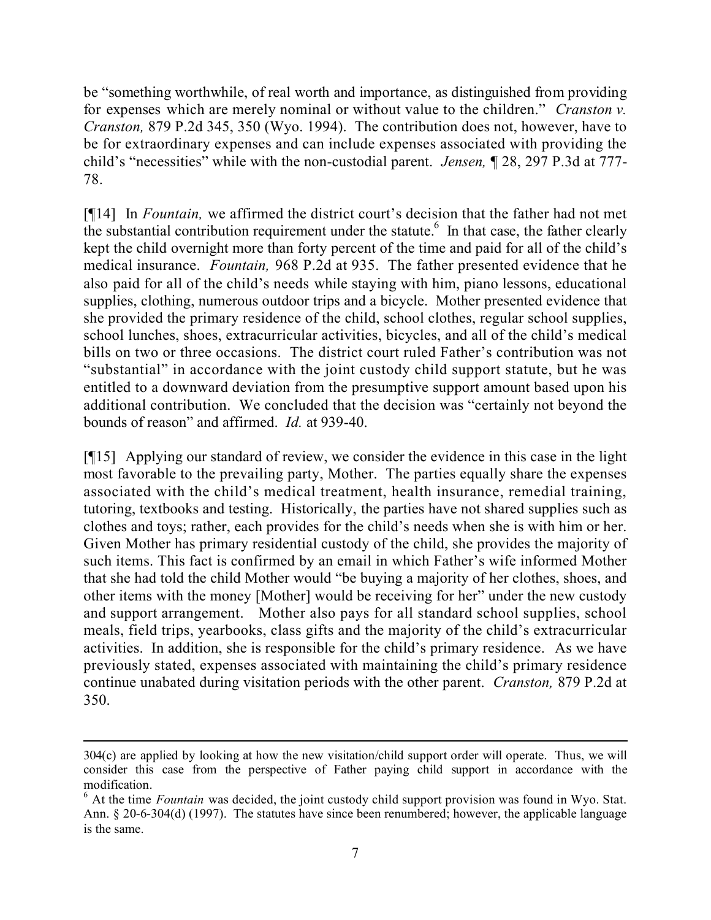be "something worthwhile, of real worth and importance, as distinguished from providing for expenses which are merely nominal or without value to the children." *Cranston v. Cranston,* 879 P.2d 345, 350 (Wyo. 1994). The contribution does not, however, have to be for extraordinary expenses and can include expenses associated with providing the child's "necessities" while with the non-custodial parent. *Jensen,* ¶ 28, 297 P.3d at 777-78.

[¶14] In *Fountain,* we affirmed the district court's decision that the father had not met the substantial contribution requirement under the statute.[6] In that case, the father clearly kept the child overnight more than forty percent of the time and paid for all of the child's medical insurance. *Fountain,* 968 P.2d at 935. The father presented evidence that he also paid for all of the child's needs while staying with him, piano lessons, educational supplies, clothing, numerous outdoor trips and a bicycle. Mother presented evidence that she provided the primary residence of the child, school clothes, regular school supplies, school lunches, shoes, extracurricular activities, bicycles, and all of the child's medical bills on two or three occasions. The district court ruled Father's contribution was not "substantial" in accordance with the joint custody child support statute, but he was entitled to a downward deviation from the presumptive support amount based upon his additional contribution. We concluded that the decision was "certainly not beyond the bounds of reason" and affirmed. *Id.* at 939-40.

[¶15] Applying our standard of review, we consider the evidence in this case in the light most favorable to the prevailing party, Mother. The parties equally share the expenses associated with the child's medical treatment, health insurance, remedial training, tutoring, textbooks and testing. Historically, the parties have not shared supplies such as clothes and toys; rather, each provides for the child's needs when she is with him or her. Given Mother has primary residential custody of the child, she provides the majority of such items. This fact is confirmed by an email in which Father's wife informed Mother that she had told the child Mother would "be buying a majority of her clothes, shoes, and other items with the money [Mother] would be receiving for her" under the new custody and support arrangement. Mother also pays for all standard school supplies, school meals, field trips, yearbooks, class gifts and the majority of the child's extracurricular activities. In addition, she is responsible for the child's primary residence. As we have previously stated, expenses associated with maintaining the child's primary residence continue unabated during visitation periods with the other parent. *Cranston,* 879 P.2d at 350.

---

304(c) are applied by looking at how the new visitation/child support order will operate. Thus, we will consider this case from the perspective of Father paying child support in accordance with the modification.

[6] At the time *Fountain* was decided, the joint custody child support provision was found in Wyo. Stat. Ann. § 20-6-304(d) (1997). The statutes have since been renumbered; however, the applicable language is the same.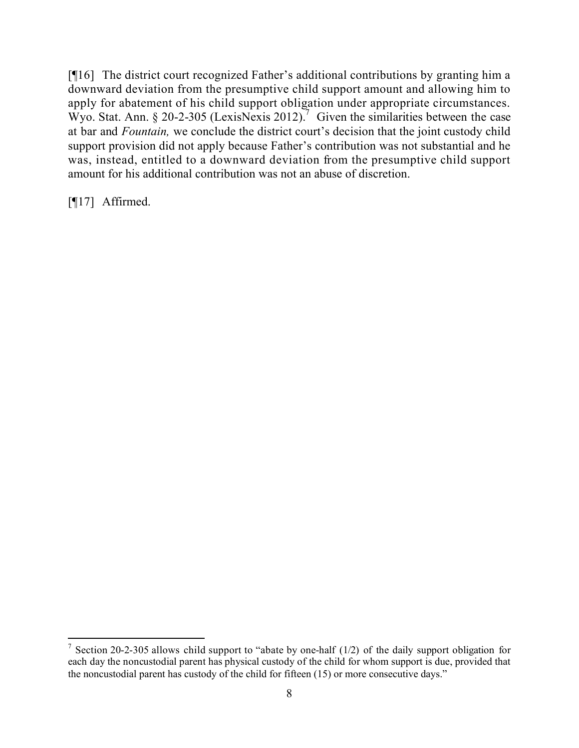[¶16] The district court recognized Father's additional contributions by granting him a downward deviation from the presumptive child support amount and allowing him to apply for abatement of his child support obligation under appropriate circumstances. Wyo. Stat. Ann. § 20-2-305 (LexisNexis 2012).[7] Given the similarities between the case at bar and *Fountain,* we conclude the district court's decision that the joint custody child support provision did not apply because Father's contribution was not substantial and he was, instead, entitled to a downward deviation from the presumptive child support amount for his additional contribution was not an abuse of discretion.

[¶17] Affirmed.

---

[7] Section 20-2-305 allows child support to "abate by one-half (1/2) of the daily support obligation for each day the noncustodial parent has physical custody of the child for whom support is due, provided that the noncustodial parent has custody of the child for fifteen (15) or more consecutive days."